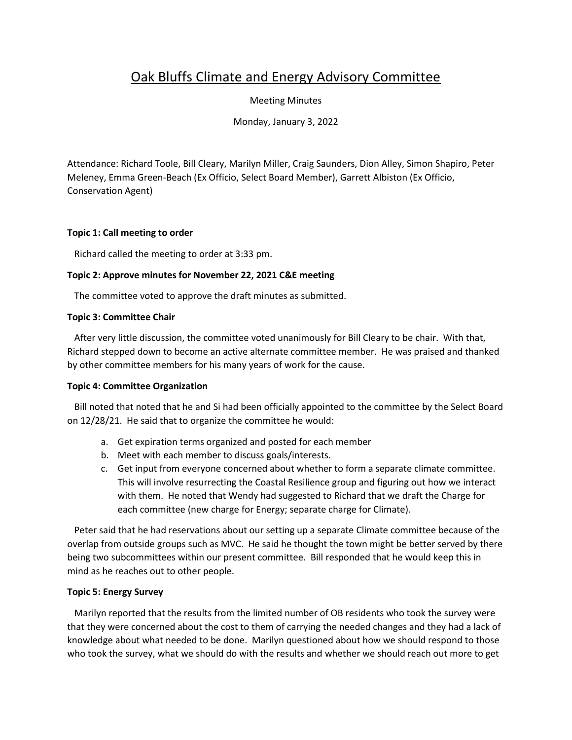# Oak Bluffs Climate and Energy Advisory Committee

Meeting Minutes

Monday, January 3, 2022

Attendance: Richard Toole, Bill Cleary, Marilyn Miller, Craig Saunders, Dion Alley, Simon Shapiro, Peter Meleney, Emma Green-Beach (Ex Officio, Select Board Member), Garrett Albiston (Ex Officio, Conservation Agent)

**Topic 1: Call meeting to order**

Richard called the meeting to order at 3:33 pm.

**Topic 2: Approve minutes for November 22, 2021 C&E meeting**

The committee voted to approve the draft minutes as submitted.

**Topic 3: Committee Chair**

After very little discussion, the committee voted unanimously for Bill Cleary to be chair. With that, Richard stepped down to become an active alternate committee member. He was praised and thanked by other committee members for his many years of work for the cause.

**Topic 4: Committee Organization**

Bill noted that noted that he and Si had been officially appointed to the committee by the Select Board on 12/28/21. He said that to organize the committee he would:

a. Get expiration terms organized and posted for each member
b. Meet with each member to discuss goals/interests.
c. Get input from everyone concerned about whether to form a separate climate committee. This will involve resurrecting the Coastal Resilience group and figuring out how we interact with them. He noted that Wendy had suggested to Richard that we draft the Charge for each committee (new charge for Energy; separate charge for Climate).

Peter said that he had reservations about our setting up a separate Climate committee because of the overlap from outside groups such as MVC. He said he thought the town might be better served by there being two subcommittees within our present committee. Bill responded that he would keep this in mind as he reaches out to other people.

**Topic 5: Energy Survey**

Marilyn reported that the results from the limited number of OB residents who took the survey were that they were concerned about the cost to them of carrying the needed changes and they had a lack of knowledge about what needed to be done. Marilyn questioned about how we should respond to those who took the survey, what we should do with the results and whether we should reach out more to get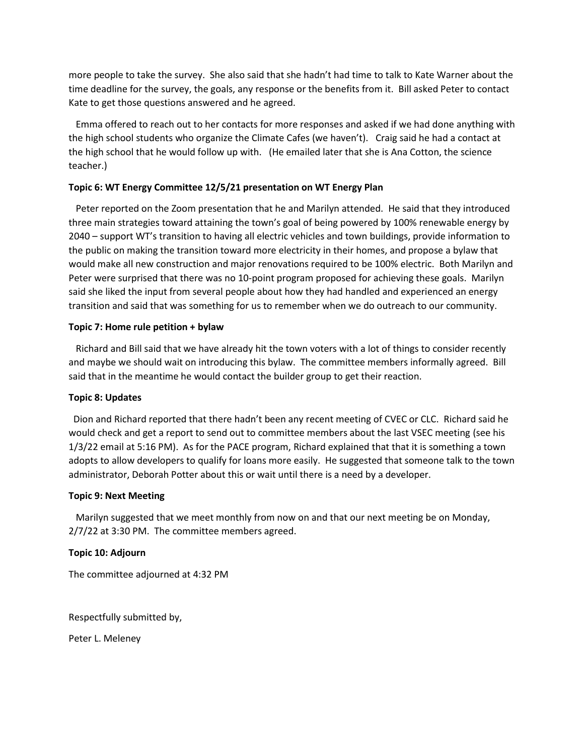more people to take the survey. She also said that she hadn't had time to talk to Kate Warner about the time deadline for the survey, the goals, any response or the benefits from it. Bill asked Peter to contact Kate to get those questions answered and he agreed.

Emma offered to reach out to her contacts for more responses and asked if we had done anything with the high school students who organize the Climate Cafes (we haven't). Craig said he had a contact at the high school that he would follow up with. (He emailed later that she is Ana Cotton, the science teacher.)

**Topic 6: WT Energy Committee 12/5/21 presentation on WT Energy Plan**

Peter reported on the Zoom presentation that he and Marilyn attended. He said that they introduced three main strategies toward attaining the town's goal of being powered by 100% renewable energy by 2040 – support WT's transition to having all electric vehicles and town buildings, provide information to the public on making the transition toward more electricity in their homes, and propose a bylaw that would make all new construction and major renovations required to be 100% electric. Both Marilyn and Peter were surprised that there was no 10-point program proposed for achieving these goals. Marilyn said she liked the input from several people about how they had handled and experienced an energy transition and said that was something for us to remember when we do outreach to our community.

**Topic 7: Home rule petition + bylaw**

Richard and Bill said that we have already hit the town voters with a lot of things to consider recently and maybe we should wait on introducing this bylaw. The committee members informally agreed. Bill said that in the meantime he would contact the builder group to get their reaction.

**Topic 8: Updates**

Dion and Richard reported that there hadn't been any recent meeting of CVEC or CLC. Richard said he would check and get a report to send out to committee members about the last VSEC meeting (see his 1/3/22 email at 5:16 PM). As for the PACE program, Richard explained that that it is something a town adopts to allow developers to qualify for loans more easily. He suggested that someone talk to the town administrator, Deborah Potter about this or wait until there is a need by a developer.

**Topic 9: Next Meeting**

Marilyn suggested that we meet monthly from now on and that our next meeting be on Monday, 2/7/22 at 3:30 PM. The committee members agreed.

**Topic 10: Adjourn**

The committee adjourned at 4:32 PM

Respectfully submitted by,

Peter L. Meleney